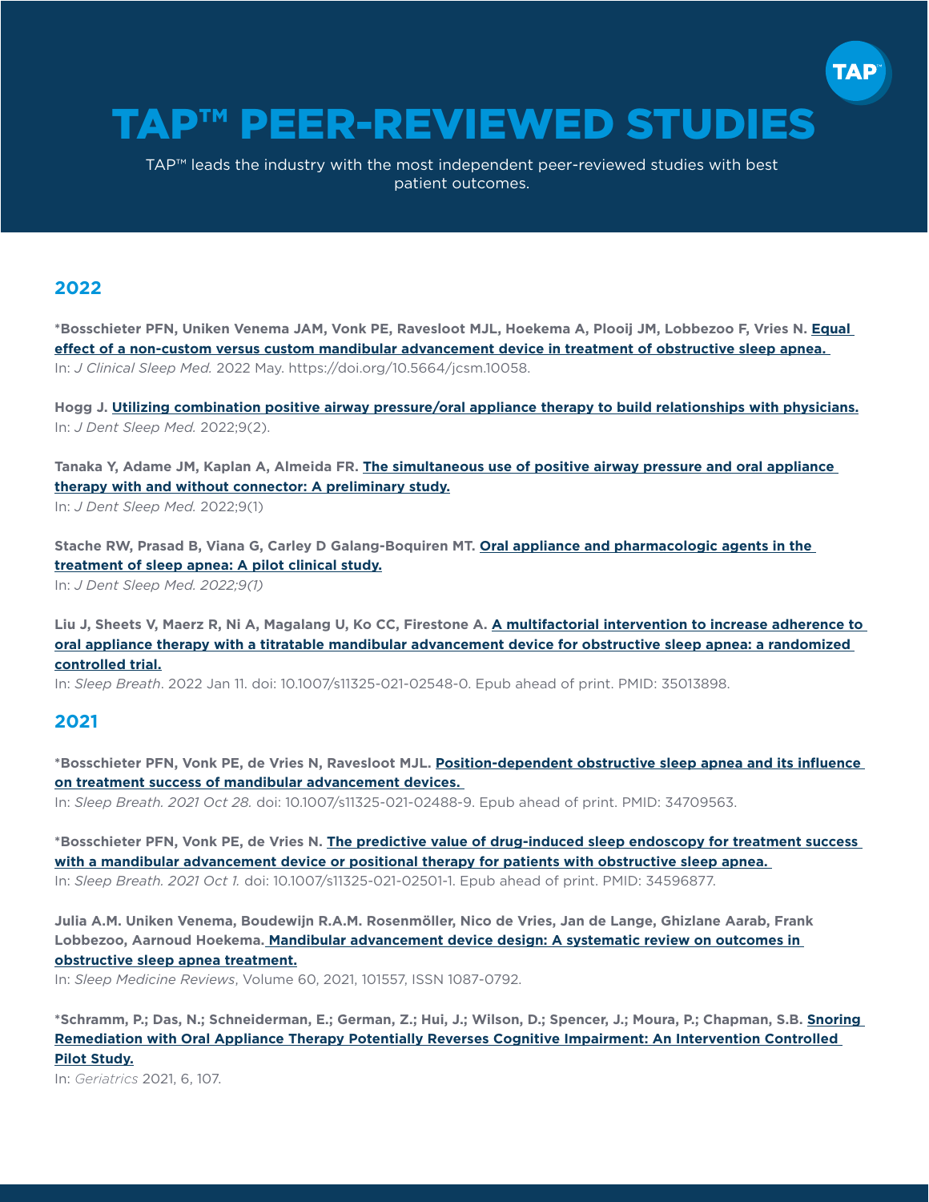# TAP™ PEER-REVIEWED STUDIES

TAP™ leads the industry with the most independent peer-reviewed studies with best patient outcomes.

## 2022

***Bosschieter PFN, Uniken Venema JAM, Vonk PE, Ravesloot MJL, Hoekema A, Plooij JM, Lobbezoo F, Vries N.** **Equal effect of a non-custom versus custom mandibular advancement device in treatment of obstructive sleep apnea.**
In: *J Clinical Sleep Med.* 2022 May. https://doi.org/10.5664/jcsm.10058.

**Hogg J.** **Utilizing combination positive airway pressure/oral appliance therapy to build relationships with physicians.**
In: *J Dent Sleep Med.* 2022;9(2).

**Tanaka Y, Adame JM, Kaplan A, Almeida FR.** **The simultaneous use of positive airway pressure and oral appliance therapy with and without connector: A preliminary study.**
In: *J Dent Sleep Med.* 2022;9(1)

**Stache RW, Prasad B, Viana G, Carley D Galang-Boquiren MT.** **Oral appliance and pharmacologic agents in the treatment of sleep apnea: A pilot clinical study.**
In: *J Dent Sleep Med. 2022;9(1)*

**Liu J, Sheets V, Maerz R, Ni A, Magalang U, Ko CC, Firestone A.** **A multifactorial intervention to increase adherence to oral appliance therapy with a titratable mandibular advancement device for obstructive sleep apnea: a randomized controlled trial.**
In: *Sleep Breath*. 2022 Jan 11. doi: 10.1007/s11325-021-02548-0. Epub ahead of print. PMID: 35013898.

## 2021

***Bosschieter PFN, Vonk PE, de Vries N, Ravesloot MJL.** **Position-dependent obstructive sleep apnea and its influence on treatment success of mandibular advancement devices.**
In: *Sleep Breath. 2021 Oct 28.* doi: 10.1007/s11325-021-02488-9. Epub ahead of print. PMID: 34709563.

***Bosschieter PFN, Vonk PE, de Vries N.** **The predictive value of drug-induced sleep endoscopy for treatment success with a mandibular advancement device or positional therapy for patients with obstructive sleep apnea.**
In: *Sleep Breath. 2021 Oct 1.* doi: 10.1007/s11325-021-02501-1. Epub ahead of print. PMID: 34596877.

**Julia A.M. Uniken Venema, Boudewijn R.A.M. Rosenmöller, Nico de Vries, Jan de Lange, Ghizlane Aarab, Frank Lobbezoo, Aarnoud Hoekema.** **Mandibular advancement device design: A systematic review on outcomes in obstructive sleep apnea treatment.**
In: *Sleep Medicine Reviews*, Volume 60, 2021, 101557, ISSN 1087-0792.

***Schramm, P.; Das, N.; Schneiderman, E.; German, Z.; Hui, J.; Wilson, D.; Spencer, J.; Moura, P.; Chapman, S.B.** **Snoring Remediation with Oral Appliance Therapy Potentially Reverses Cognitive Impairment: An Intervention Controlled Pilot Study.**
In: *Geriatrics* 2021, 6, 107.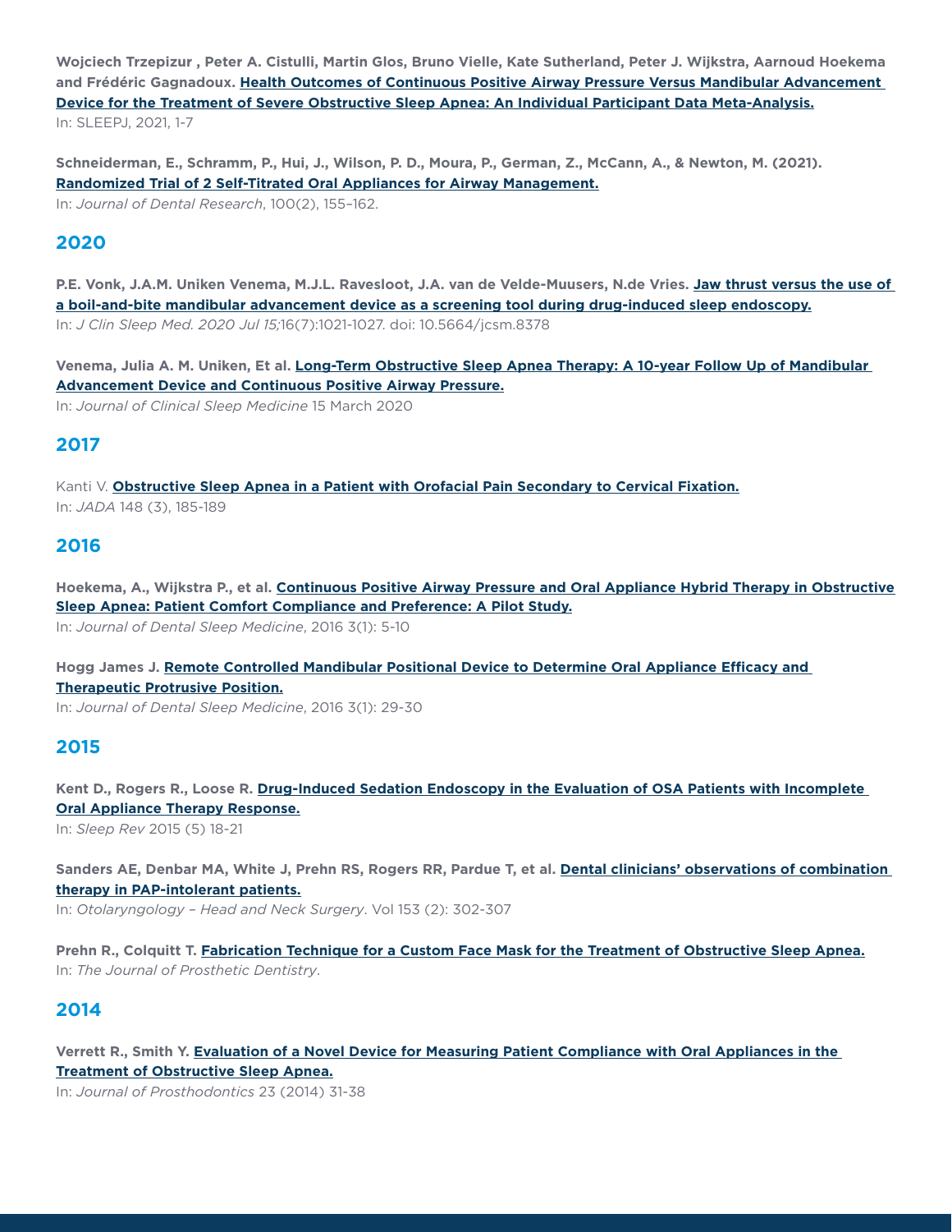**Wojciech Trzepizur , Peter A. Cistulli, Martin Glos, Bruno Vielle, Kate Sutherland, Peter J. Wijkstra, Aarnoud Hoekema and Frédéric Gagnadoux. Health Outcomes of Continuous Positive Airway Pressure Versus Mandibular Advancement Device for the Treatment of Severe Obstructive Sleep Apnea: An Individual Participant Data Meta-Analysis.**
In: SLEEPJ, 2021, 1-7

**Schneiderman, E., Schramm, P., Hui, J., Wilson, P. D., Moura, P., German, Z., McCann, A., & Newton, M. (2021). Randomized Trial of 2 Self-Titrated Oral Appliances for Airway Management.**
In: *Journal of Dental Research*, 100(2), 155–162.

## 2020

**P.E. Vonk, J.A.M. Uniken Venema, M.J.L. Ravesloot, J.A. van de Velde-Muusers, N.de Vries. Jaw thrust versus the use of a boil-and-bite mandibular advancement device as a screening tool during drug-induced sleep endoscopy.**
In: *J Clin Sleep Med. 2020 Jul 15;*16(7):1021-1027. doi: 10.5664/jcsm.8378

**Venema, Julia A. M. Uniken, Et al. Long-Term Obstructive Sleep Apnea Therapy: A 10-year Follow Up of Mandibular Advancement Device and Continuous Positive Airway Pressure.**
In: *Journal of Clinical Sleep Medicine* 15 March 2020

## 2017

Kanti V. **Obstructive Sleep Apnea in a Patient with Orofacial Pain Secondary to Cervical Fixation.**
In: *JADA* 148 (3), 185-189

## 2016

**Hoekema, A., Wijkstra P., et al. Continuous Positive Airway Pressure and Oral Appliance Hybrid Therapy in Obstructive Sleep Apnea: Patient Comfort Compliance and Preference: A Pilot Study.**
In: *Journal of Dental Sleep Medicine*, 2016 3(1): 5-10

**Hogg James J. Remote Controlled Mandibular Positional Device to Determine Oral Appliance Efficacy and Therapeutic Protrusive Position.**
In: *Journal of Dental Sleep Medicine*, 2016 3(1): 29-30

## 2015

**Kent D., Rogers R., Loose R. Drug-Induced Sedation Endoscopy in the Evaluation of OSA Patients with Incomplete Oral Appliance Therapy Response.**
In: *Sleep Rev* 2015 (5) 18-21

**Sanders AE, Denbar MA, White J, Prehn RS, Rogers RR, Pardue T, et al. Dental clinicians' observations of combination therapy in PAP-intolerant patients.**
In: *Otolaryngology – Head and Neck Surgery*. Vol 153 (2): 302-307

**Prehn R., Colquitt T. Fabrication Technique for a Custom Face Mask for the Treatment of Obstructive Sleep Apnea.**
In: *The Journal of Prosthetic Dentistry*.

## 2014

**Verrett R., Smith Y. Evaluation of a Novel Device for Measuring Patient Compliance with Oral Appliances in the Treatment of Obstructive Sleep Apnea.**
In: *Journal of Prosthodontics* 23 (2014) 31-38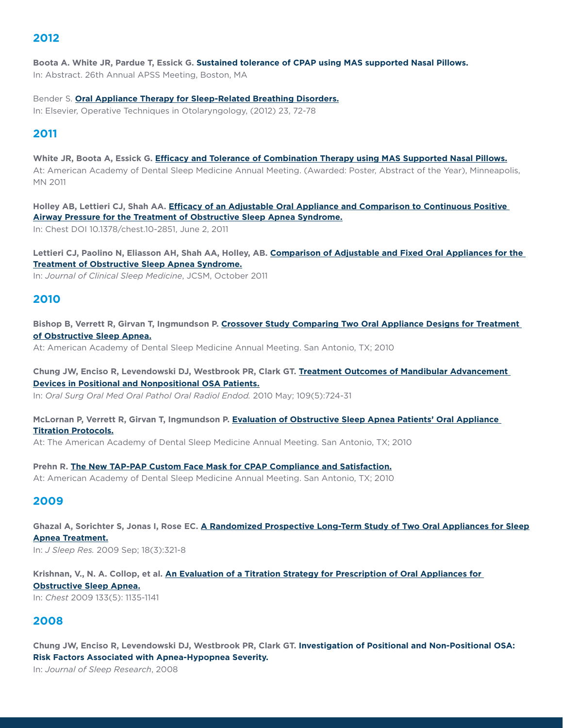## 2012

**Boota A. White JR, Pardue T, Essick G. Sustained tolerance of CPAP using MAS supported Nasal Pillows.**
In: Abstract. 26th Annual APSS Meeting, Boston, MA

Bender S. **Oral Appliance Therapy for Sleep-Related Breathing Disorders.**
In: Elsevier, Operative Techniques in Otolaryngology, (2012) 23, 72-78

## 2011

**White JR, Boota A, Essick G. Efficacy and Tolerance of Combination Therapy using MAS Supported Nasal Pillows.**
At: American Academy of Dental Sleep Medicine Annual Meeting. (Awarded: Poster, Abstract of the Year), Minneapolis, MN 2011

**Holley AB, Lettieri CJ, Shah AA. Efficacy of an Adjustable Oral Appliance and Comparison to Continuous Positive Airway Pressure for the Treatment of Obstructive Sleep Apnea Syndrome.**
In: Chest DOI 10.1378/chest.10-2851, June 2, 2011

**Lettieri CJ, Paolino N, Eliasson AH, Shah AA, Holley, AB. Comparison of Adjustable and Fixed Oral Appliances for the Treatment of Obstructive Sleep Apnea Syndrome.**
In: *Journal of Clinical Sleep Medicine*, JCSM, October 2011

## 2010

**Bishop B, Verrett R, Girvan T, Ingmundson P. Crossover Study Comparing Two Oral Appliance Designs for Treatment of Obstructive Sleep Apnea.**
At: American Academy of Dental Sleep Medicine Annual Meeting. San Antonio, TX; 2010

**Chung JW, Enciso R, Levendowski DJ, Westbrook PR, Clark GT. Treatment Outcomes of Mandibular Advancement Devices in Positional and Nonpositional OSA Patients.**
In: *Oral Surg Oral Med Oral Pathol Oral Radiol Endod.* 2010 May; 109(5):724-31

**McLornan P, Verrett R, Girvan T, Ingmundson P. Evaluation of Obstructive Sleep Apnea Patients' Oral Appliance Titration Protocols.**
At: The American Academy of Dental Sleep Medicine Annual Meeting. San Antonio, TX; 2010

**Prehn R. The New TAP-PAP Custom Face Mask for CPAP Compliance and Satisfaction.**
At: American Academy of Dental Sleep Medicine Annual Meeting. San Antonio, TX; 2010

## 2009

**Ghazal A, Sorichter S, Jonas I, Rose EC. A Randomized Prospective Long-Term Study of Two Oral Appliances for Sleep Apnea Treatment.**
In: *J Sleep Res.* 2009 Sep; 18(3):321-8

**Krishnan, V., N. A. Collop, et al. An Evaluation of a Titration Strategy for Prescription of Oral Appliances for Obstructive Sleep Apnea.**
In: *Chest* 2009 133(5): 1135-1141

## 2008

**Chung JW, Enciso R, Levendowski DJ, Westbrook PR, Clark GT. Investigation of Positional and Non-Positional OSA: Risk Factors Associated with Apnea-Hypopnea Severity.**
In: *Journal of Sleep Research*, 2008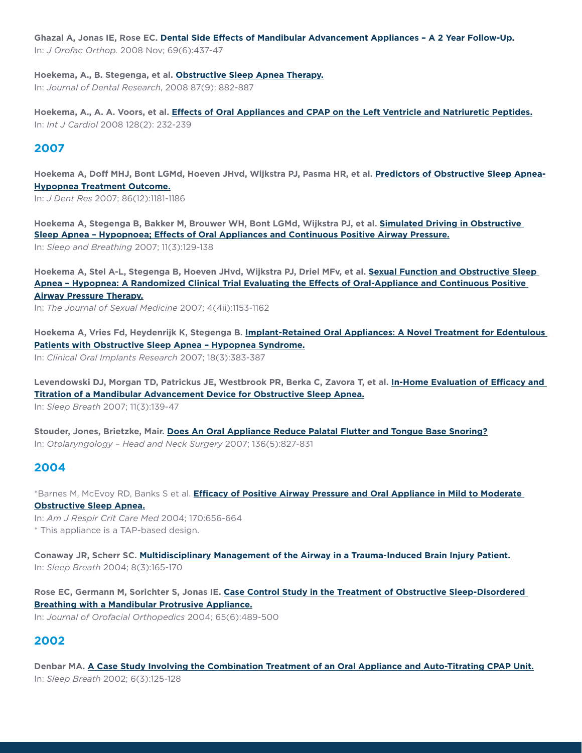**Ghazal A, Jonas IE, Rose EC. Dental Side Effects of Mandibular Advancement Appliances – A 2 Year Follow-Up.**
In: *J Orofac Orthop.* 2008 Nov; 69(6):437-47

**Hoekema, A., B. Stegenga, et al. Obstructive Sleep Apnea Therapy.**
In: *Journal of Dental Research*, 2008 87(9): 882-887

**Hoekema, A., A. A. Voors, et al. Effects of Oral Appliances and CPAP on the Left Ventricle and Natriuretic Peptides.**
In: *Int J Cardiol* 2008 128(2): 232-239

## 2007

**Hoekema A, Doff MHJ, Bont LGMd, Hoeven JHvd, Wijkstra PJ, Pasma HR, et al. Predictors of Obstructive Sleep Apnea-Hypopnea Treatment Outcome.**
In: *J Dent Res* 2007; 86(12):1181-1186

**Hoekema A, Stegenga B, Bakker M, Brouwer WH, Bont LGMd, Wijkstra PJ, et al. Simulated Driving in Obstructive Sleep Apnea – Hypopnoea; Effects of Oral Appliances and Continuous Positive Airway Pressure.**
In: *Sleep and Breathing* 2007; 11(3):129-138

**Hoekema A, Stel A-L, Stegenga B, Hoeven JHvd, Wijkstra PJ, Driel MFv, et al. Sexual Function and Obstructive Sleep Apnea – Hypopnea: A Randomized Clinical Trial Evaluating the Effects of Oral-Appliance and Continuous Positive Airway Pressure Therapy.**
In: *The Journal of Sexual Medicine* 2007; 4(4ii):1153-1162

**Hoekema A, Vries Fd, Heydenrijk K, Stegenga B. Implant-Retained Oral Appliances: A Novel Treatment for Edentulous Patients with Obstructive Sleep Apnea – Hypopnea Syndrome.**
In: *Clinical Oral Implants Research* 2007; 18(3):383-387

**Levendowski DJ, Morgan TD, Patrickus JE, Westbrook PR, Berka C, Zavora T, et al. In-Home Evaluation of Efficacy and Titration of a Mandibular Advancement Device for Obstructive Sleep Apnea.**
In: *Sleep Breath* 2007; 11(3):139-47

**Stouder, Jones, Brietzke, Mair. Does An Oral Appliance Reduce Palatal Flutter and Tongue Base Snoring?**
In: *Otolaryngology – Head and Neck Surgery* 2007; 136(5):827-831

## 2004

*Barnes M, McEvoy RD, Banks S et al. **Efficacy of Positive Airway Pressure and Oral Appliance in Mild to Moderate Obstructive Sleep Apnea.**
In: *Am J Respir Crit Care Med* 2004; 170:656-664
* This appliance is a TAP-based design.

**Conaway JR, Scherr SC. Multidisciplinary Management of the Airway in a Trauma-Induced Brain Injury Patient.**
In: *Sleep Breath* 2004; 8(3):165-170

**Rose EC, Germann M, Sorichter S, Jonas IE. Case Control Study in the Treatment of Obstructive Sleep-Disordered Breathing with a Mandibular Protrusive Appliance.**
In: *Journal of Orofacial Orthopedics* 2004; 65(6):489-500

## 2002

**Denbar MA. A Case Study Involving the Combination Treatment of an Oral Appliance and Auto-Titrating CPAP Unit.**
In: *Sleep Breath* 2002; 6(3):125-128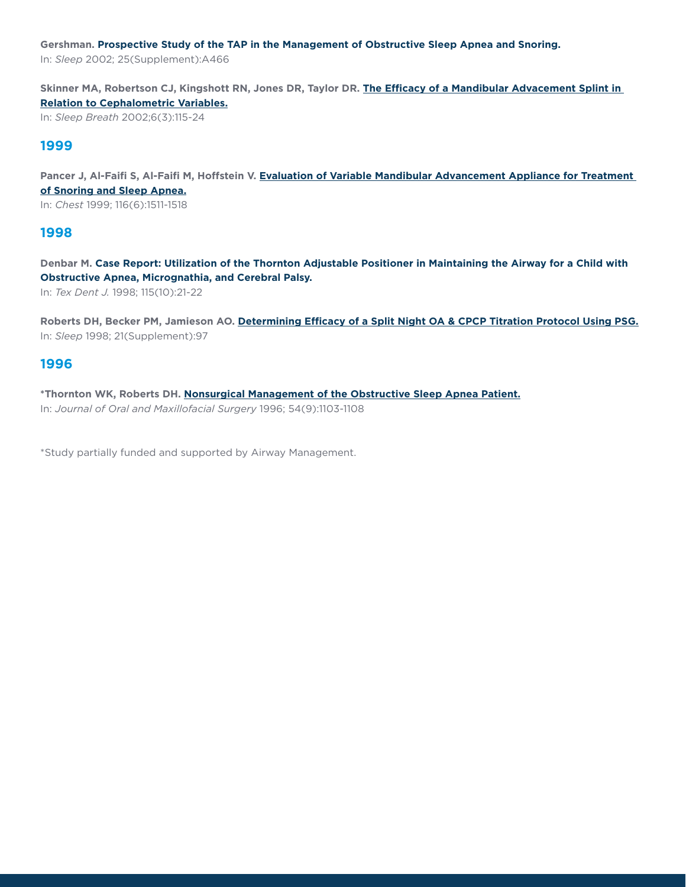**Gershman. Prospective Study of the TAP in the Management of Obstructive Sleep Apnea and Snoring.**
In: *Sleep* 2002; 25(Supplement):A466

**Skinner MA, Robertson CJ, Kingshott RN, Jones DR, Taylor DR. The Efficacy of a Mandibular Advacement Splint in Relation to Cephalometric Variables.**
In: *Sleep Breath* 2002;6(3):115-24

## 1999

**Pancer J, Al-Faifi S, Al-Faifi M, Hoffstein V. Evaluation of Variable Mandibular Advancement Appliance for Treatment of Snoring and Sleep Apnea.**
In: *Chest* 1999; 116(6):1511-1518

## 1998

**Denbar M. Case Report: Utilization of the Thornton Adjustable Positioner in Maintaining the Airway for a Child with Obstructive Apnea, Micrognathia, and Cerebral Palsy.**
In: *Tex Dent J.* 1998; 115(10):21-22

**Roberts DH, Becker PM, Jamieson AO. Determining Efficacy of a Split Night OA & CPCP Titration Protocol Using PSG.**
In: *Sleep* 1998; 21(Supplement):97

## 1996

**\*Thornton WK, Roberts DH. Nonsurgical Management of the Obstructive Sleep Apnea Patient.**
In: *Journal of Oral and Maxillofacial Surgery* 1996; 54(9):1103-1108

\*Study partially funded and supported by Airway Management.